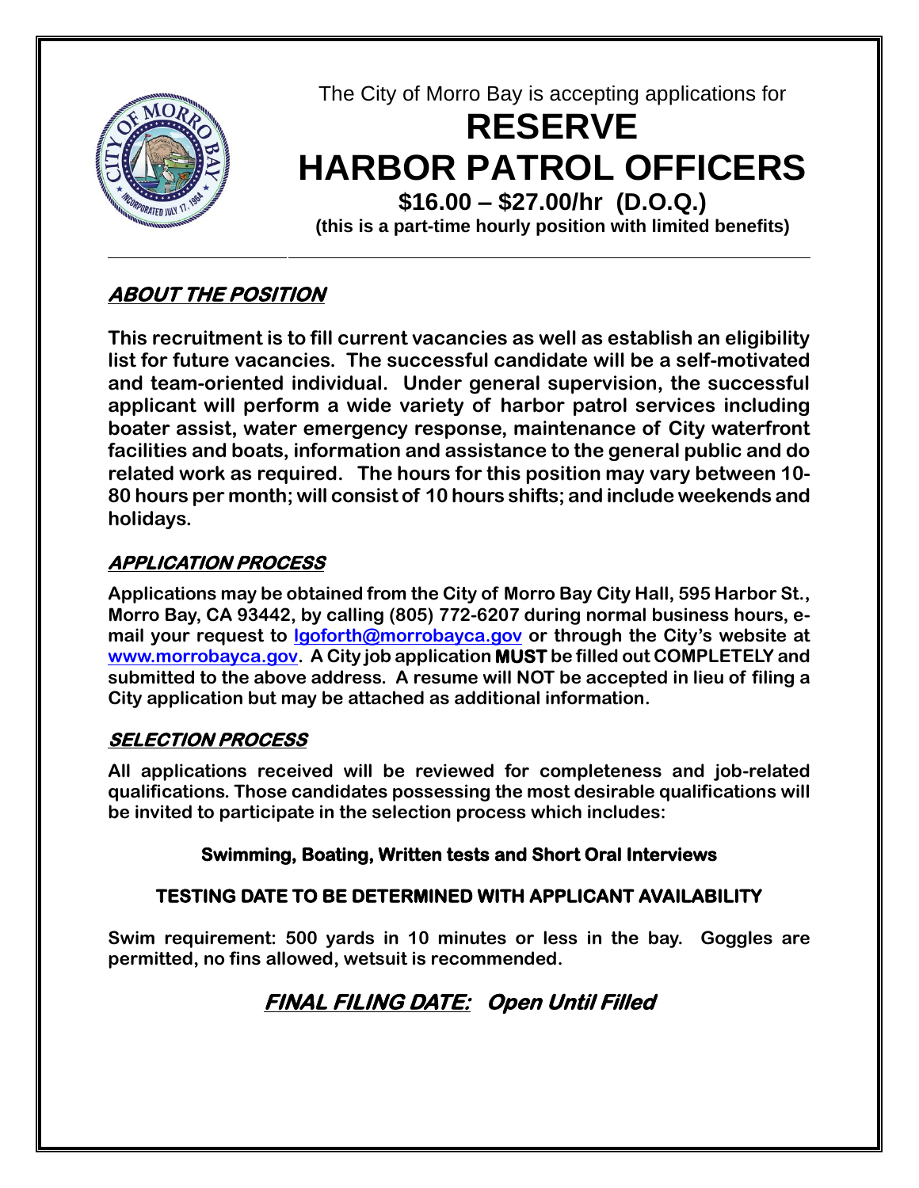The City of Morro Bay is accepting applications for

# RESERVE HARBOR PATROL OFFICERS

**$16.00 – $27.00/hr (D.O.Q.)**

**(this is a part-time hourly position with limited benefits)**

## *ABOUT THE POSITION*

**This recruitment is to fill current vacancies as well as establish an eligibility list for future vacancies. The successful candidate will be a self-motivated and team-oriented individual. Under general supervision, the successful applicant will perform a wide variety of harbor patrol services including boater assist, water emergency response, maintenance of City waterfront facilities and boats, information and assistance to the general public and do related work as required. The hours for this position may vary between 10-80 hours per month; will consist of 10 hours shifts; and include weekends and holidays.**

## *APPLICATION PROCESS*

**Applications may be obtained from the City of Morro Bay City Hall, 595 Harbor St., Morro Bay, CA 93442, by calling (805) 772-6207 during normal business hours, e-mail your request to lgoforth@morrobayca.gov or through the City's website at www.morrobayca.gov. A City job application MUST be filled out COMPLETELY and submitted to the above address. A resume will NOT be accepted in lieu of filing a City application but may be attached as additional information.**

## *SELECTION PROCESS*

**All applications received will be reviewed for completeness and job-related qualifications. Those candidates possessing the most desirable qualifications will be invited to participate in the selection process which includes:**

**Swimming, Boating, Written tests and Short Oral Interviews**

**TESTING DATE TO BE DETERMINED WITH APPLICANT AVAILABILITY**

**Swim requirement: 500 yards in 10 minutes or less in the bay. Goggles are permitted, no fins allowed, wetsuit is recommended.**

## *FINAL FILING DATE: Open Until Filled*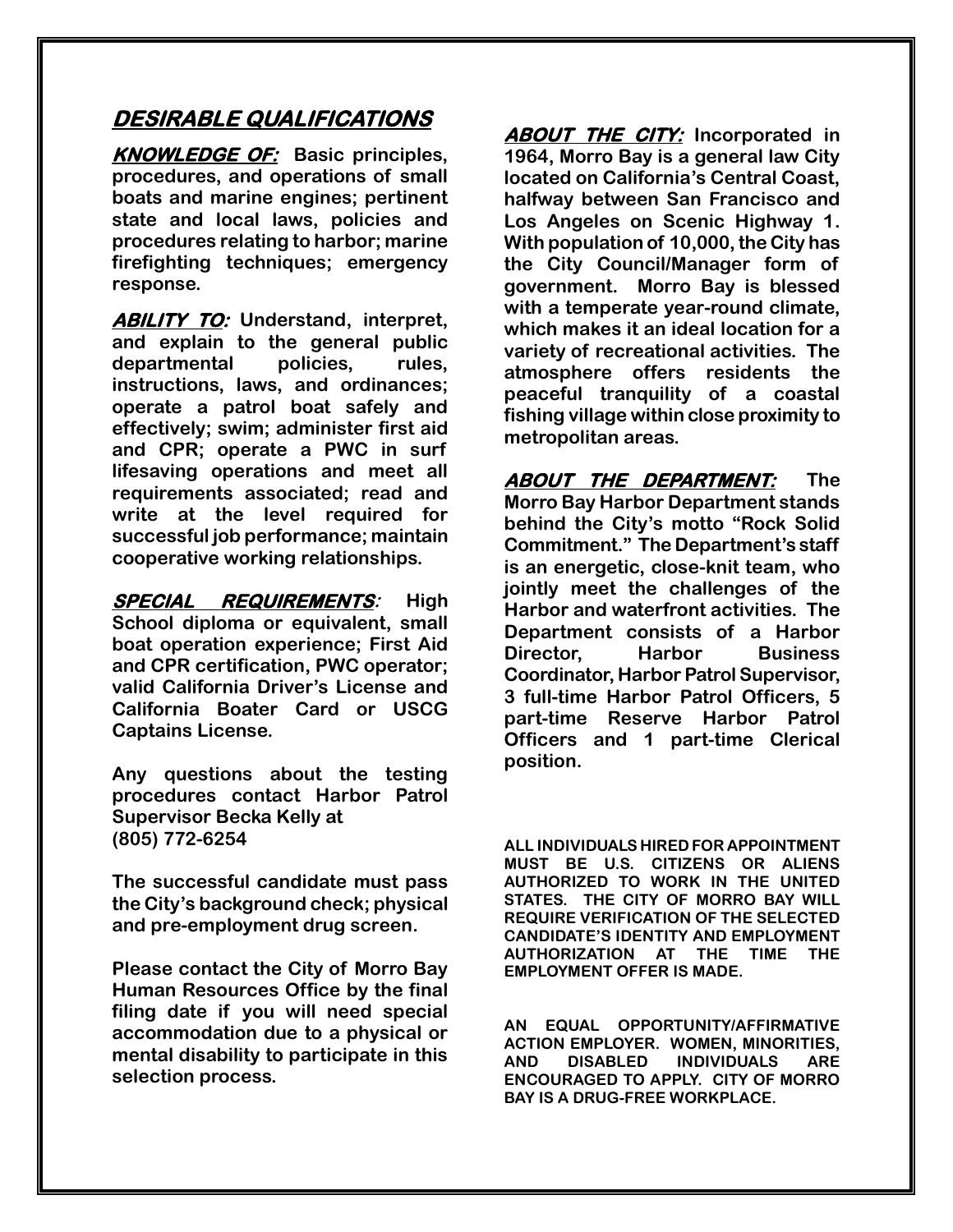## ***DESIRABLE QUALIFICATIONS***

***KNOWLEDGE OF:*** **Basic principles, procedures, and operations of small boats and marine engines; pertinent state and local laws, policies and procedures relating to harbor; marine firefighting techniques; emergency response.**

***ABILITY TO:*** **Understand, interpret, and explain to the general public departmental policies, rules, instructions, laws, and ordinances; operate a patrol boat safely and effectively; swim; administer first aid and CPR; operate a PWC in surf lifesaving operations and meet all requirements associated; read and write at the level required for successful job performance; maintain cooperative working relationships.**

***SPECIAL REQUIREMENTS:*** **High School diploma or equivalent, small boat operation experience; First Aid and CPR certification, PWC operator; valid California Driver's License and California Boater Card or USCG Captains License.**

**Any questions about the testing procedures contact Harbor Patrol Supervisor Becka Kelly at (805) 772-6254**

**The successful candidate must pass the City's background check; physical and pre-employment drug screen.**

**Please contact the City of Morro Bay Human Resources Office by the final filing date if you will need special accommodation due to a physical or mental disability to participate in this selection process.**

***ABOUT THE CITY:*** **Incorporated in 1964, Morro Bay is a general law City located on California's Central Coast, halfway between San Francisco and Los Angeles on Scenic Highway 1. With population of 10,000, the City has the City Council/Manager form of government. Morro Bay is blessed with a temperate year-round climate, which makes it an ideal location for a variety of recreational activities. The atmosphere offers residents the peaceful tranquility of a coastal fishing village within close proximity to metropolitan areas.**

***ABOUT THE DEPARTMENT:*** **The Morro Bay Harbor Department stands behind the City's motto "Rock Solid Commitment." The Department's staff is an energetic, close-knit team, who jointly meet the challenges of the Harbor and waterfront activities. The Department consists of a Harbor Director, Harbor Business Coordinator, Harbor Patrol Supervisor, 3 full-time Harbor Patrol Officers, 5 part-time Reserve Harbor Patrol Officers and 1 part-time Clerical position.**

**ALL INDIVIDUALS HIRED FOR APPOINTMENT MUST BE U.S. CITIZENS OR ALIENS AUTHORIZED TO WORK IN THE UNITED STATES. THE CITY OF MORRO BAY WILL REQUIRE VERIFICATION OF THE SELECTED CANDIDATE'S IDENTITY AND EMPLOYMENT AUTHORIZATION AT THE TIME THE EMPLOYMENT OFFER IS MADE.**

**AN EQUAL OPPORTUNITY/AFFIRMATIVE ACTION EMPLOYER. WOMEN, MINORITIES, AND DISABLED INDIVIDUALS ARE ENCOURAGED TO APPLY. CITY OF MORRO BAY IS A DRUG-FREE WORKPLACE.**